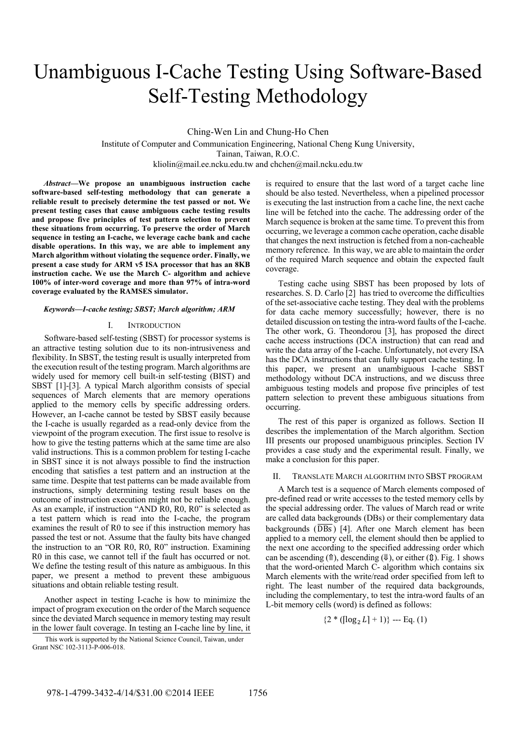# Unambiguous I-Cache Testing Using Software-Based Self-Testing Methodology

Ching-Wen Lin and Chung-Ho Chen

Institute of Computer and Communication Engineering, National Cheng Kung University,
Tainan, Taiwan, R.O.C.
kliolin@mail.ee.ncku.edu.tw and chchen@mail.ncku.edu.tw

***Abstract*—We propose an unambiguous instruction cache software-based self-testing methodology that can generate a reliable result to precisely determine the test passed or not. We present testing cases that cause ambiguous cache testing results and propose five principles of test pattern selection to prevent these situations from occurring. To preserve the order of March sequence in testing an I-cache, we leverage cache bank and cache disable operations. In this way, we are able to implement any March algorithm without violating the sequence order. Finally, we present a case study for ARM v5 ISA processor that has an 8KB instruction cache. We use the March C- algorithm and achieve 100% of inter-word coverage and more than 97% of intra-word coverage evaluated by the RAMSES simulator.**

***Keywords*—I-cache testing; SBST; March algorithm; ARM**

## I. Introduction

Software-based self-testing (SBST) for processor systems is an attractive testing solution due to its non-intrusiveness and flexibility. In SBST, the testing result is usually interpreted from the execution result of the testing program. March algorithms are widely used for memory cell built-in self-testing (BIST) and SBST [1]-[3]. A typical March algorithm consists of special sequences of March elements that are memory operations applied to the memory cells by specific addressing orders. However, an I-cache cannot be tested by SBST easily because the I-cache is usually regarded as a read-only device from the viewpoint of the program execution. The first issue to resolve is how to give the testing patterns which at the same time are also valid instructions. This is a common problem for testing I-cache in SBST since it is not always possible to find the instruction encoding that satisfies a test pattern and an instruction at the same time. Despite that test patterns can be made available from instructions, simply determining testing result bases on the outcome of instruction execution might not be reliable enough. As an example, if instruction "AND R0, R0, R0" is selected as a test pattern which is read into the I-cache, the program examines the result of R0 to see if this instruction memory has passed the test or not. Assume that the faulty bits have changed the instruction to an "OR R0, R0, R0" instruction. Examining R0 in this case, we cannot tell if the fault has occurred or not. We define the testing result of this nature as ambiguous. In this paper, we present a method to prevent these ambiguous situations and obtain reliable testing result.

Another aspect in testing I-cache is how to minimize the impact of program execution on the order of the March sequence since the deviated March sequence in memory testing may result in the lower fault coverage. In testing an I-cache line by line, it is required to ensure that the last word of a target cache line should be also tested. Nevertheless, when a pipelined processor is executing the last instruction from a cache line, the next cache line will be fetched into the cache. The addressing order of the March sequence is broken at the same time. To prevent this from occurring, we leverage a common cache operation, cache disable that changes the next instruction is fetched from a non-cacheable memory reference. In this way, we are able to maintain the order of the required March sequence and obtain the expected fault coverage.

Testing cache using SBST has been proposed by lots of researches. S. D. Carlo [2] has tried to overcome the difficulties of the set-associative cache testing. They deal with the problems for data cache memory successfully; however, there is no detailed discussion on testing the intra-word faults of the I-cache. The other work, G. Theondorou [3], has proposed the direct cache access instructions (DCA instruction) that can read and write the data array of the I-cache. Unfortunately, not every ISA has the DCA instructions that can fully support cache testing. In this paper, we present an unambiguous I-cache SBST methodology without DCA instructions, and we discuss three ambiguous testing models and propose five principles of test pattern selection to prevent these ambiguous situations from occurring.

The rest of this paper is organized as follows. Section II describes the implementation of the March algorithm. Section III presents our proposed unambiguous principles. Section IV provides a case study and the experimental result. Finally, we make a conclusion for this paper.

## II. Translate March algorithm into SBST program

A March test is a sequence of March elements composed of pre-defined read or write accesses to the tested memory cells by the special addressing order. The values of March read or write are called data backgrounds (DBs) or their complementary data backgrounds ($\overline{\text{DBs}}$) [4]. After one March element has been applied to a memory cell, the element should then be applied to the next one according to the specified addressing order which can be ascending (⇑), descending (⇓), or either (⇕). Fig. 1 shows that the word-oriented March C- algorithm which contains six March elements with the write/read order specified from left to right. The least number of the required data backgrounds, including the complementary, to test the intra-word faults of an L-bit memory cells (word) is defined as follows:

$$\{2 * (\lceil \log_2 L \rceil + 1)\} \text{ --- Eq. (1)}$$

This work is supported by the National Science Council, Taiwan, under Grant NSC 102-3113-P-006-018.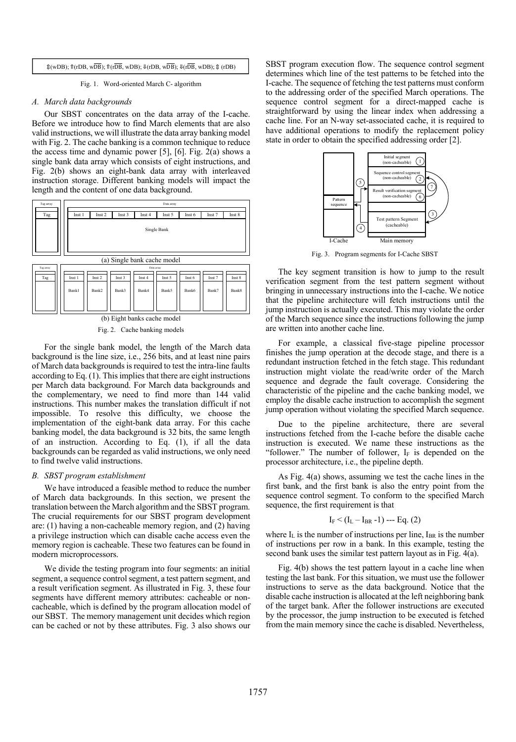$\Updownarrow$(wDB); $\Uparrow$(rDB, w$\overline{DB}$); $\Uparrow$(r$\overline{DB}$, wDB); $\Downarrow$(rDB, w$\overline{DB}$); $\Downarrow$(r$\overline{DB}$, wDB); $\Updownarrow$ (rDB)

Fig. 1. Word-oriented March C- algorithm

### *A. March data backgrounds*

Our SBST concentrates on the data array of the I-cache. Before we introduce how to find March elements that are also valid instructions, we will illustrate the data array banking model with Fig. 2. The cache banking is a common technique to reduce the access time and dynamic power [5], [6]. Fig. 2(a) shows a single bank data array which consists of eight instructions, and Fig. 2(b) shows an eight-bank data array with interleaved instruction storage. Different banking models will impact the length and the content of one data background.

(a) Single bank cache model

(b) Eight banks cache model

Fig. 2. Cache banking models

For the single bank model, the length of the March data background is the line size, i.e., 256 bits, and at least nine pairs of March data backgrounds is required to test the intra-line faults according to Eq. (1). This implies that there are eight instructions per March data background. For March data backgrounds and the complementary, we need to find more than 144 valid instructions. This number makes the translation difficult if not impossible. To resolve this difficulty, we choose the implementation of the eight-bank data array. For this cache banking model, the data background is 32 bits, the same length of an instruction. According to Eq. (1), if all the data backgrounds can be regarded as valid instructions, we only need to find twelve valid instructions.

### *B. SBST program establishment*

We have introduced a feasible method to reduce the number of March data backgrounds. In this section, we present the translation between the March algorithm and the SBST program. The crucial requirements for our SBST program development are: (1) having a non-cacheable memory region, and (2) having a privilege instruction which can disable cache access even the memory region is cacheable. These two features can be found in modern microprocessors.

We divide the testing program into four segments: an initial segment, a sequence control segment, a test pattern segment, and a result verification segment. As illustrated in Fig. 3, these four segments have different memory attributes: cacheable or non-cacheable, which is defined by the program allocation model of our SBST. The memory management unit decides which region can be cached or not by these attributes. Fig. 3 also shows our SBST program execution flow. The sequence control segment determines which line of the test patterns to be fetched into the I-cache. The sequence of fetching the test patterns must conform to the addressing order of the specified March operations. The sequence control segment for a direct-mapped cache is straightforward by using the linear index when addressing a cache line. For an N-way set-associated cache, it is required to have additional operations to modify the replacement policy state in order to obtain the specified addressing order [2].

Fig. 3. Program segments for I-Cache SBST

The key segment transition is how to jump to the result verification segment from the test pattern segment without bringing in unnecessary instructions into the I-cache. We notice that the pipeline architecture will fetch instructions until the jump instruction is actually executed. This may violate the order of the March sequence since the instructions following the jump are written into another cache line.

For example, a classical five-stage pipeline processor finishes the jump operation at the decode stage, and there is a redundant instruction fetched in the fetch stage. This redundant instruction might violate the read/write order of the March sequence and degrade the fault coverage. Considering the characteristic of the pipeline and the cache banking model, we employ the disable cache instruction to accomplish the segment jump operation without violating the specified March sequence.

Due to the pipeline architecture, there are several instructions fetched from the I-cache before the disable cache instruction is executed. We name these instructions as the "follower." The number of follower, $I_F$ is depended on the processor architecture, i.e., the pipeline depth.

As Fig. 4(a) shows, assuming we test the cache lines in the first bank, and the first bank is also the entry point from the sequence control segment. To conform to the specified March sequence, the first requirement is that

$$I_F < (I_L - I_{BR} - 1) \text{ --- Eq. (2)}$$

where $I_L$ is the number of instructions per line, $I_{BR}$ is the number of instructions per row in a bank. In this example, testing the second bank uses the similar test pattern layout as in Fig. 4(a).

Fig. 4(b) shows the test pattern layout in a cache line when testing the last bank. For this situation, we must use the follower instructions to serve as the data background. Notice that the disable cache instruction is allocated at the left neighboring bank of the target bank. After the follower instructions are executed by the processor, the jump instruction to be executed is fetched from the main memory since the cache is disabled. Nevertheless,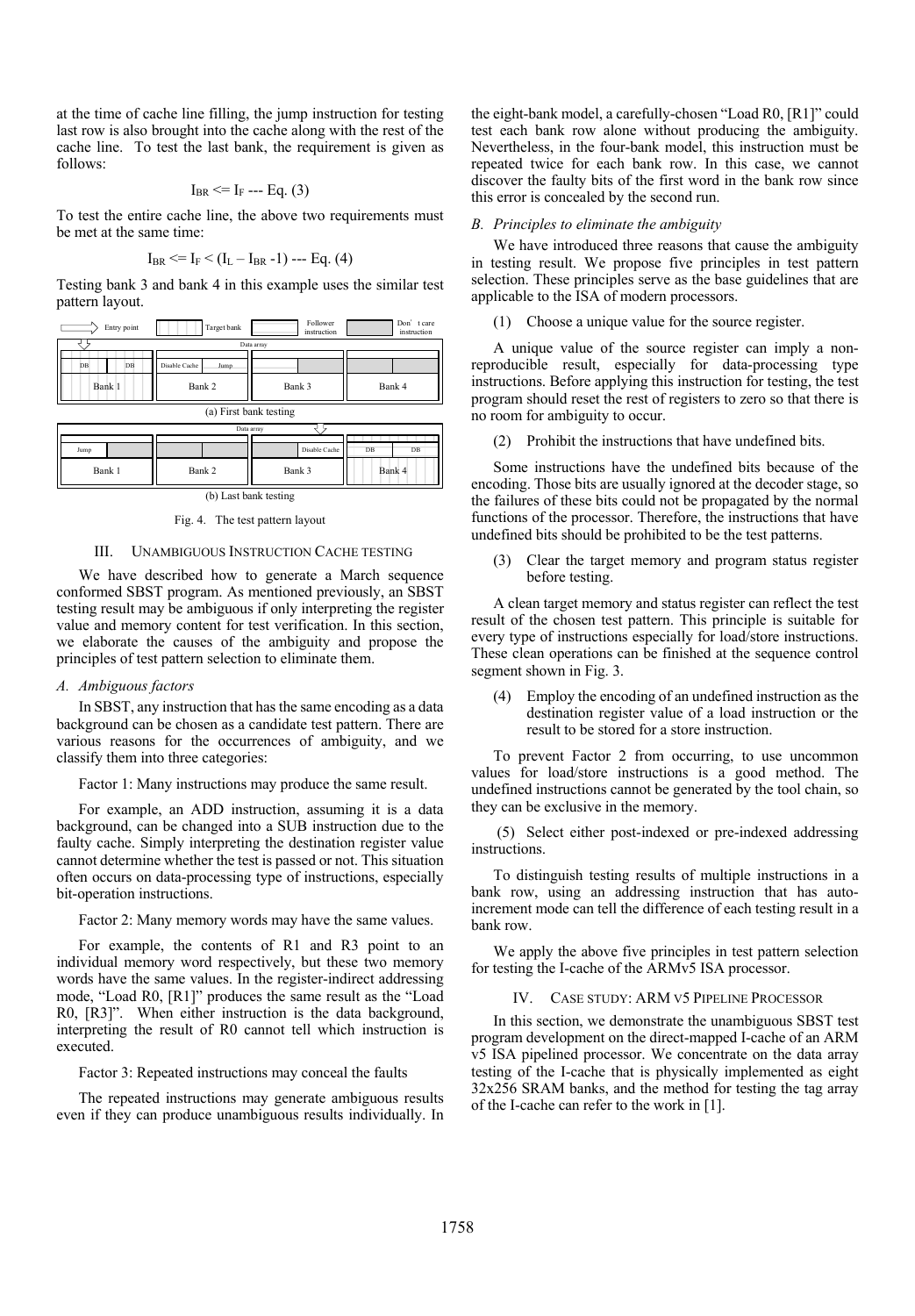at the time of cache line filling, the jump instruction for testing last row is also brought into the cache along with the rest of the cache line. To test the last bank, the requirement is given as follows:

$$I_{BR} <= I_F \text{ --- Eq. (3)}$$

To test the entire cache line, the above two requirements must be met at the same time:

$$I_{BR} <= I_F < (I_L - I_{BR} - 1) \text{ --- Eq. (4)}$$

Testing bank 3 and bank 4 in this example uses the similar test pattern layout.

(a) First bank testing

(b) Last bank testing

Fig. 4. The test pattern layout

## III. Unambiguous Instruction Cache Testing

We have described how to generate a March sequence conformed SBST program. As mentioned previously, an SBST testing result may be ambiguous if only interpreting the register value and memory content for test verification. In this section, we elaborate the causes of the ambiguity and propose the principles of test pattern selection to eliminate them.

### *A. Ambiguous factors*

In SBST, any instruction that has the same encoding as a data background can be chosen as a candidate test pattern. There are various reasons for the occurrences of ambiguity, and we classify them into three categories:

Factor 1: Many instructions may produce the same result.

For example, an ADD instruction, assuming it is a data background, can be changed into a SUB instruction due to the faulty cache. Simply interpreting the destination register value cannot determine whether the test is passed or not. This situation often occurs on data-processing type of instructions, especially bit-operation instructions.

Factor 2: Many memory words may have the same values.

For example, the contents of R1 and R3 point to an individual memory word respectively, but these two memory words have the same values. In the register-indirect addressing mode, "Load R0, [R1]" produces the same result as the "Load R0, [R3]". When either instruction is the data background, interpreting the result of R0 cannot tell which instruction is executed.

Factor 3: Repeated instructions may conceal the faults

The repeated instructions may generate ambiguous results even if they can produce unambiguous results individually. In the eight-bank model, a carefully-chosen "Load R0, [R1]" could test each bank row alone without producing the ambiguity. Nevertheless, in the four-bank model, this instruction must be repeated twice for each bank row. In this case, we cannot discover the faulty bits of the first word in the bank row since this error is concealed by the second run.

### *B. Principles to eliminate the ambiguity*

We have introduced three reasons that cause the ambiguity in testing result. We propose five principles in test pattern selection. These principles serve as the base guidelines that are applicable to the ISA of modern processors.

(1) Choose a unique value for the source register.

A unique value of the source register can imply a non-reproducible result, especially for data-processing type instructions. Before applying this instruction for testing, the test program should reset the rest of registers to zero so that there is no room for ambiguity to occur.

(2) Prohibit the instructions that have undefined bits.

Some instructions have the undefined bits because of the encoding. Those bits are usually ignored at the decoder stage, so the failures of these bits could not be propagated by the normal functions of the processor. Therefore, the instructions that have undefined bits should be prohibited to be the test patterns.

(3) Clear the target memory and program status register before testing.

A clean target memory and status register can reflect the test result of the chosen test pattern. This principle is suitable for every type of instructions especially for load/store instructions. These clean operations can be finished at the sequence control segment shown in Fig. 3.

(4) Employ the encoding of an undefined instruction as the destination register value of a load instruction or the result to be stored for a store instruction.

To prevent Factor 2 from occurring, to use uncommon values for load/store instructions is a good method. The undefined instructions cannot be generated by the tool chain, so they can be exclusive in the memory.

(5) Select either post-indexed or pre-indexed addressing instructions.

To distinguish testing results of multiple instructions in a bank row, using an addressing instruction that has auto-increment mode can tell the difference of each testing result in a bank row.

We apply the above five principles in test pattern selection for testing the I-cache of the ARMv5 ISA processor.

## IV. Case Study: ARM v5 Pipeline Processor

In this section, we demonstrate the unambiguous SBST test program development on the direct-mapped I-cache of an ARM v5 ISA pipelined processor. We concentrate on the data array testing of the I-cache that is physically implemented as eight 32x256 SRAM banks, and the method for testing the tag array of the I-cache can refer to the work in [1].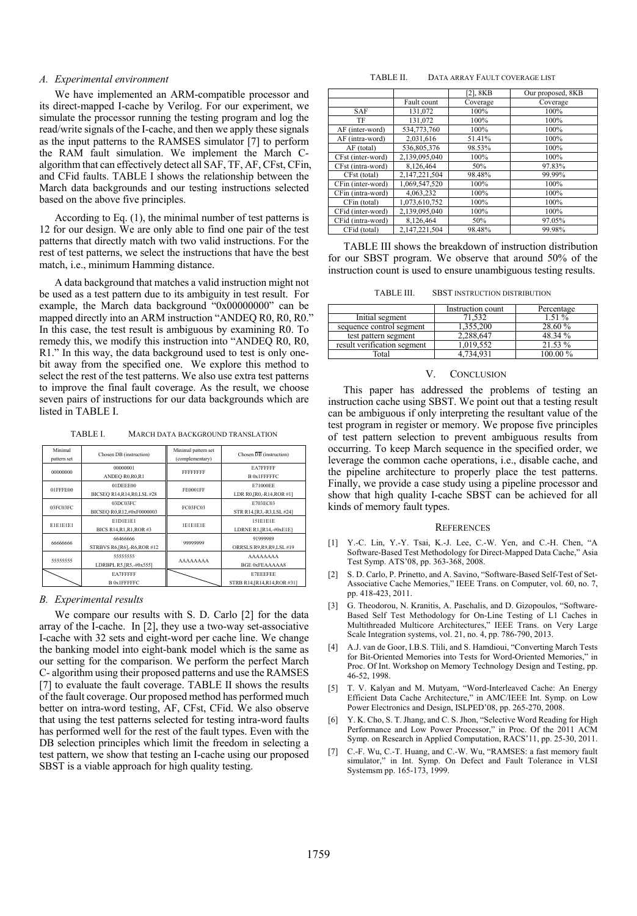### A. Experimental environment

We have implemented an ARM-compatible processor and its direct-mapped I-cache by Verilog. For our experiment, we simulate the processor running the testing program and log the read/write signals of the I-cache, and then we apply these signals as the input patterns to the RAMSES simulator [7] to perform the RAM fault simulation. We implement the March C-algorithm that can effectively detect all SAF, TF, AF, CFst, CFin, and CFid faults. TABLE I shows the relationship between the March data backgrounds and our testing instructions selected based on the above five principles.

According to Eq. (1), the minimal number of test patterns is 12 for our design. We are only able to find one pair of the test patterns that directly match with two valid instructions. For the rest of test patterns, we select the instructions that have the best match, i.e., minimum Hamming distance.

A data background that matches a valid instruction might not be used as a test pattern due to its ambiguity in test result. For example, the March data background "0x00000000" can be mapped directly into an ARM instruction "ANDEQ R0, R0, R0." In this case, the test result is ambiguous by examining R0. To remedy this, we modify this instruction into "ANDEQ R0, R0, R1." In this way, the data background used to test is only one-bit away from the specified one. We explore this method to select the rest of the test patterns. We also use extra test patterns to improve the final fault coverage. As the result, we choose seven pairs of instructions for our data backgrounds which are listed in TABLE I.

TABLE I. MARCH DATA BACKGROUND TRANSLATION

| Minimal pattern set | Chosen DB (instruction) | Minimal pattern set (complementary) | Chosen $\overline{DB}$ (instruction) |
|---|---|---|---|
| 00000000 | 00000001<br>ANDEQ R0,R0,R1 | FFFFFFFF | EA7FFFFF<br>B 0x1FFFFFC |
| 01FFFE00 | 01DEEE00<br>BICSEQ R14,R14,R0,LSL #28 | FE0001FF | E71000EE<br>LDR R0,[R0,-R14,ROR #1] |
| 03FC03FC | 03DC03FC<br>BICSEQ R0,R12,#0xF0000003 | FC03FC03 | E703EC03<br>STR R14,[R3,-R3,LSL #24] |
| E1E1E1E1 | E1D1E1E1<br>BICS R14,R1,R1,ROR #3 | 1E1E1E1E | 151E1E1E<br>LDRNE R1,[R14,-#0xE1E] |
| 66666666 | 66466666<br>STRBVS R6,[R6],-R6,ROR #12 | 99999999 | 91999989<br>ORRSLS R9,R9,R9,LSL #19 |
| 55555555 | 55555555<br>LDRBPL R5,[R5,-#0x555] | AAAAAAAA | AAAAAAAA<br>BGE 0xFEAAAAA8 |
| | EA7FFFFF<br>B 0x1FFFFFC | | E7EEEFEE<br>STRB R14,[R14,R14,ROR #31] |

### B. Experimental results

We compare our results with S. D. Carlo [2] for the data array of the I-cache. In [2], they use a two-way set-associative I-cache with 32 sets and eight-word per cache line. We change the banking model into eight-bank model which is the same as our setting for the comparison. We perform the perfect March C- algorithm using their proposed patterns and use the RAMSES [7] to evaluate the fault coverage. TABLE II shows the results of the fault coverage. Our proposed method has performed much better on intra-word testing, AF, CFst, CFid. We also observe that using the test patterns selected for testing intra-word faults has performed well for the rest of the fault types. Even with the DB selection principles which limit the freedom in selecting a test pattern, we show that testing an I-cache using our proposed SBST is a viable approach for high quality testing.

TABLE II. DATA ARRAY FAULT COVERAGE LIST

| | | [2], 8KB | Our proposed, 8KB |
|---|---|---|---|
| | Fault count | Coverage | Coverage |
| SAF | 131,072 | 100% | 100% |
| TF | 131,072 | 100% | 100% |
| AF (inter-word) | 534,773,760 | 100% | 100% |
| AF (intra-word) | 2,031,616 | 51.41% | 100% |
| AF (total) | 536,805,376 | 98.53% | 100% |
| CFst (inter-word) | 2,139,095,040 | 100% | 100% |
| CFst (intra-word) | 8,126,464 | 50% | 97.83% |
| CFst (total) | 2,147,221,504 | 98.48% | 99.99% |
| CFin (inter-word) | 1,069,547,520 | 100% | 100% |
| CFin (intra-word) | 4,063,232 | 100% | 100% |
| CFin (total) | 1,073,610,752 | 100% | 100% |
| CFid (inter-word) | 2,139,095,040 | 100% | 100% |
| CFid (intra-word) | 8,126,464 | 50% | 97.05% |
| CFid (total) | 2,147,221,504 | 98.48% | 99.98% |

TABLE III shows the breakdown of instruction distribution for our SBST program. We observe that around 50% of the instruction count is used to ensure unambiguous testing results.

TABLE III. SBST INSTRUCTION DISTRIBUTION

| | Instruction count | Percentage |
|---|---|---|
| Initial segment | 71,532 | 1.51 % |
| sequence control segment | 1,355,200 | 28.60 % |
| test pattern segment | 2,288,647 | 48.34 % |
| result verification segment | 1,019,552 | 21.53 % |
| Total | 4,734,931 | 100.00 % |

## V. CONCLUSION

This paper has addressed the problems of testing an instruction cache using SBST. We point out that a testing result can be ambiguous if only interpreting the resultant value of the test program in register or memory. We propose five principles of test pattern selection to prevent ambiguous results from occurring. To keep March sequence in the specified order, we leverage the common cache operations, i.e., disable cache, and the pipeline architecture to properly place the test patterns. Finally, we provide a case study using a pipeline processor and show that high quality I-cache SBST can be achieved for all kinds of memory fault types.

## REFERENCES

[1] Y.-C. Lin, Y.-Y. Tsai, K.-J. Lee, C.-W. Yen, and C.-H. Chen, "A Software-Based Test Methodology for Direct-Mapped Data Cache," Asia Test Symp. ATS'08, pp. 363-368, 2008.

[2] S. D. Carlo, P. Prinetto, and A. Savino, "Software-Based Self-Test of Set-Associative Cache Memories," IEEE Trans. on Computer, vol. 60, no. 7, pp. 418-423, 2011.

[3] G. Theodorou, N. Kranitis, A. Paschalis, and D. Gizopoulos, "Software-Based Self Test Methodology for On-Line Testing of L1 Caches in Multithreaded Multicore Architectures," IEEE Trans. on Very Large Scale Integration systems, vol. 21, no. 4, pp. 786-790, 2013.

[4] A.J. van de Goor, I.B.S. Tlili, and S. Hamdioui, "Converting March Tests for Bit-Oriented Memories into Tests for Word-Oriented Memories," in Proc. Of Int. Workshop on Memory Technology Design and Testing, pp. 46-52, 1998.

[5] T. V. Kalyan and M. Mutyam, "Word-Interleaved Cache: An Energy Efficient Data Cache Architecture," in AMC/IEEE Int. Symp. on Low Power Electronics and Design, ISLPED'08, pp. 265-270, 2008.

[6] Y. K. Cho, S. T. Jhang, and C. S. Jhon, "Selective Word Reading for High Performance and Low Power Processor," in Proc. Of the 2011 ACM Symp. on Research in Applied Computation, RACS'11, pp. 25-30, 2011.

[7] C.-F. Wu, C.-T. Huang, and C.-W. Wu, "RAMSES: a fast memory fault simulator," in Int. Symp. On Defect and Fault Tolerance in VLSI Systemsm pp. 165-173, 1999.